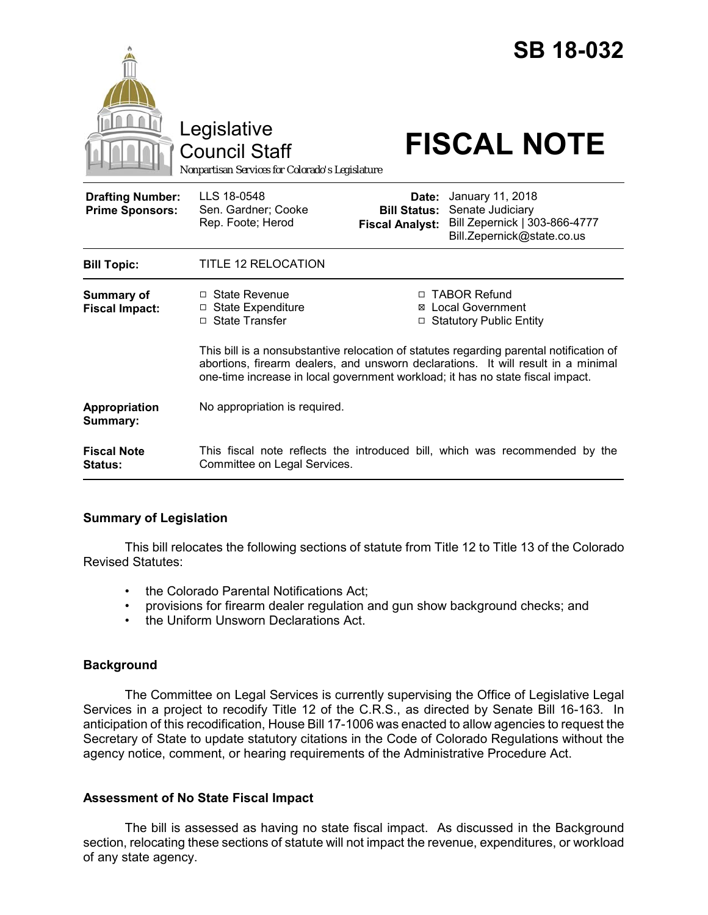# SB 18-032

Legislative Council Staff

Nonpartisan Services for Colorado's Legislature

# FISCAL NOTE

| | | | |
|---|---|---|---|
| **Drafting Number:** | LLS 18-0548 | **Date:** | January 11, 2018 |
| **Prime Sponsors:** | Sen. Gardner; Cooke<br>Rep. Foote; Herod | **Bill Status:** | Senate Judiciary |
| | | **Fiscal Analyst:** | Bill Zepernick \| 303-866-4777<br>Bill.Zepernick@state.co.us |

| | |
|---|---|
| **Bill Topic:** | TITLE 12 RELOCATION |
| **Summary of Fiscal Impact:** | ☐ State Revenue ☐ State Expenditure ☐ State Transfer ☐ TABOR Refund ☒ Local Government ☐ Statutory Public Entity<br><br>This bill is a nonsubstantive relocation of statutes regarding parental notification of abortions, firearm dealers, and unsworn declarations. It will result in a minimal one-time increase in local government workload; it has no state fiscal impact. |
| **Appropriation Summary:** | No appropriation is required. |
| **Fiscal Note Status:** | This fiscal note reflects the introduced bill, which was recommended by the Committee on Legal Services. |

## Summary of Legislation

This bill relocates the following sections of statute from Title 12 to Title 13 of the Colorado Revised Statutes:

- the Colorado Parental Notifications Act;
- provisions for firearm dealer regulation and gun show background checks; and
- the Uniform Unsworn Declarations Act.

## Background

The Committee on Legal Services is currently supervising the Office of Legislative Legal Services in a project to recodify Title 12 of the C.R.S., as directed by Senate Bill 16-163. In anticipation of this recodification, House Bill 17-1006 was enacted to allow agencies to request the Secretary of State to update statutory citations in the Code of Colorado Regulations without the agency notice, comment, or hearing requirements of the Administrative Procedure Act.

## Assessment of No State Fiscal Impact

The bill is assessed as having no state fiscal impact. As discussed in the Background section, relocating these sections of statute will not impact the revenue, expenditures, or workload of any state agency.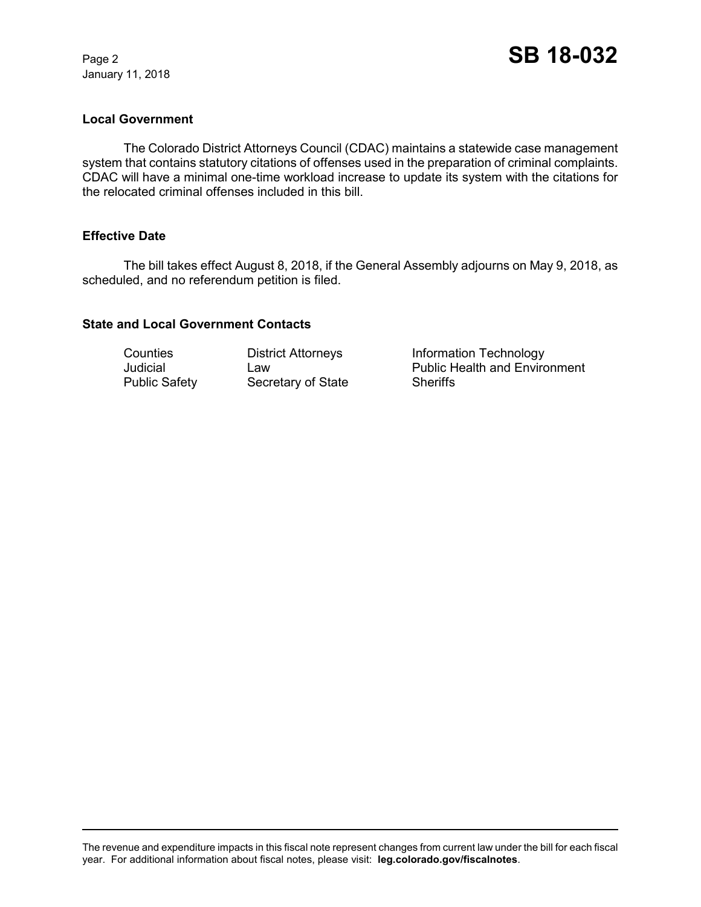### Local Government

The Colorado District Attorneys Council (CDAC) maintains a statewide case management system that contains statutory citations of offenses used in the preparation of criminal complaints. CDAC will have a minimal one-time workload increase to update its system with the citations for the relocated criminal offenses included in this bill.

### Effective Date

The bill takes effect August 8, 2018, if the General Assembly adjourns on May 9, 2018, as scheduled, and no referendum petition is filed.

### State and Local Government Contacts

| | | |
|---|---|---|
| Counties | District Attorneys | Information Technology |
| Judicial | Law | Public Health and Environment |
| Public Safety | Secretary of State | Sheriffs |

The revenue and expenditure impacts in this fiscal note represent changes from current law under the bill for each fiscal year. For additional information about fiscal notes, please visit: **leg.colorado.gov/fiscalnotes**.